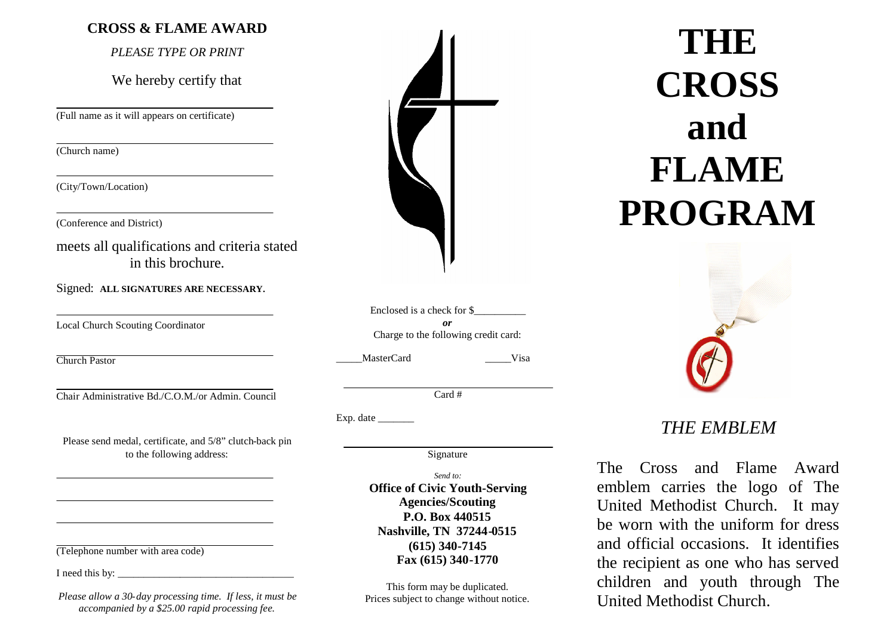## CROSS & FLAME AWARD

*PLEASE TYPE OR PRINT*

We hereby certify that

\_\_\_\_\_\_\_\_\_\_\_\_\_\_\_\_\_\_\_\_\_\_\_\_\_\_\_\_\_\_\_\_\_\_\_\_\_\_
(Full name as it will appears on certificate)

\_\_\_\_\_\_\_\_\_\_\_\_\_\_\_\_\_\_\_\_\_\_\_\_\_\_\_\_\_\_\_\_\_\_\_\_\_\_
(Church name)

\_\_\_\_\_\_\_\_\_\_\_\_\_\_\_\_\_\_\_\_\_\_\_\_\_\_\_\_\_\_\_\_\_\_\_\_\_\_
(City/Town/Location)

\_\_\_\_\_\_\_\_\_\_\_\_\_\_\_\_\_\_\_\_\_\_\_\_\_\_\_\_\_\_\_\_\_\_\_\_\_\_
(Conference and District)

meets all qualifications and criteria stated in this brochure.

Signed: **ALL SIGNATURES ARE NECESSARY.**

\_\_\_\_\_\_\_\_\_\_\_\_\_\_\_\_\_\_\_\_\_\_\_\_\_\_\_\_\_\_\_\_\_\_\_\_\_\_
Local Church Scouting Coordinator

\_\_\_\_\_\_\_\_\_\_\_\_\_\_\_\_\_\_\_\_\_\_\_\_\_\_\_\_\_\_\_\_\_\_\_\_\_\_
Church Pastor

\_\_\_\_\_\_\_\_\_\_\_\_\_\_\_\_\_\_\_\_\_\_\_\_\_\_\_\_\_\_\_\_\_\_\_\_\_\_
Chair Administrative Bd./C.O.M./or Admin. Council

Please send medal, certificate, and 5/8" clutch-back pin to the following address:

\_\_\_\_\_\_\_\_\_\_\_\_\_\_\_\_\_\_\_\_\_\_\_\_\_\_\_\_\_\_\_\_\_\_\_\_\_\_

\_\_\_\_\_\_\_\_\_\_\_\_\_\_\_\_\_\_\_\_\_\_\_\_\_\_\_\_\_\_\_\_\_\_\_\_\_\_

\_\_\_\_\_\_\_\_\_\_\_\_\_\_\_\_\_\_\_\_\_\_\_\_\_\_\_\_\_\_\_\_\_\_\_\_\_\_

\_\_\_\_\_\_\_\_\_\_\_\_\_\_\_\_\_\_\_\_\_\_\_\_\_\_\_\_\_\_\_\_\_\_\_\_\_\_
(Telephone number with area code)

I need this by: \_\_\_\_\_\_\_\_\_\_\_\_\_\_\_\_\_\_\_\_\_\_\_\_\_\_\_\_\_\_\_\_

*Please allow a 30-day processing time. If less, it must be accompanied by a $25.00 rapid processing fee.*

Enclosed is a check for $\_\_\_\_\_\_\_\_\_\_

***or***

Charge to the following credit card:

\_\_\_\_\_MasterCard \_\_\_\_\_Visa

\_\_\_\_\_\_\_\_\_\_\_\_\_\_\_\_\_\_\_\_\_\_\_\_\_\_\_\_\_\_\_\_\_\_\_\_\_\_
Card #

Exp. date \_\_\_\_\_\_\_

\_\_\_\_\_\_\_\_\_\_\_\_\_\_\_\_\_\_\_\_\_\_\_\_\_\_\_\_\_\_\_\_\_\_\_\_\_\_
Signature

*Send to:*

**Office of Civic Youth-Serving Agencies/Scouting**
**P.O. Box 440515**
**Nashville, TN 37244-0515**
**(615) 340-7145**
**Fax (615) 340-1770**

This form may be duplicated.
Prices subject to change without notice.

# THE CROSS and FLAME PROGRAM

## *THE EMBLEM*

The Cross and Flame Award emblem carries the logo of The United Methodist Church. It may be worn with the uniform for dress and official occasions. It identifies the recipient as one who has served children and youth through The United Methodist Church.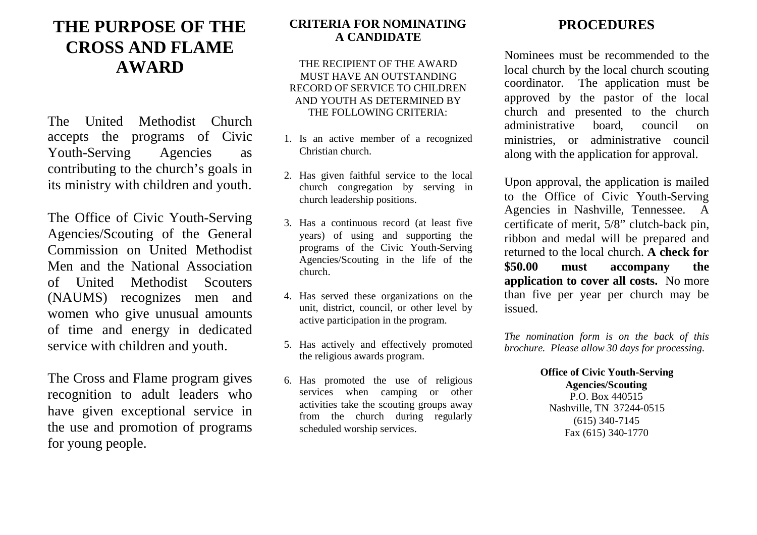# THE PURPOSE OF THE CROSS AND FLAME AWARD

The United Methodist Church accepts the programs of Civic Youth-Serving Agencies as contributing to the church's goals in its ministry with children and youth.

The Office of Civic Youth-Serving Agencies/Scouting of the General Commission on United Methodist Men and the National Association of United Methodist Scouters (NAUMS) recognizes men and women who give unusual amounts of time and energy in dedicated service with children and youth.

The Cross and Flame program gives recognition to adult leaders who have given exceptional service in the use and promotion of programs for young people.

## CRITERIA FOR NOMINATING A CANDIDATE

THE RECIPIENT OF THE AWARD MUST HAVE AN OUTSTANDING RECORD OF SERVICE TO CHILDREN AND YOUTH AS DETERMINED BY THE FOLLOWING CRITERIA:

1. Is an active member of a recognized Christian church.
2. Has given faithful service to the local church congregation by serving in church leadership positions.
3. Has a continuous record (at least five years) of using and supporting the programs of the Civic Youth-Serving Agencies/Scouting in the life of the church.
4. Has served these organizations on the unit, district, council, or other level by active participation in the program.
5. Has actively and effectively promoted the religious awards program.
6. Has promoted the use of religious services when camping or other activities take the scouting groups away from the church during regularly scheduled worship services.

## PROCEDURES

Nominees must be recommended to the local church by the local church scouting coordinator. The application must be approved by the pastor of the local church and presented to the church administrative board, council on ministries, or administrative council along with the application for approval.

Upon approval, the application is mailed to the Office of Civic Youth-Serving Agencies in Nashville, Tennessee. A certificate of merit, 5/8" clutch-back pin, ribbon and medal will be prepared and returned to the local church. **A check for $50.00 must accompany the application to cover all costs.** No more than five per year per church may be issued.

*The nomination form is on the back of this brochure. Please allow 30 days for processing.*

**Office of Civic Youth-Serving Agencies/Scouting**
P.O. Box 440515
Nashville, TN 37244-0515
(615) 340-7145
Fax (615) 340-1770